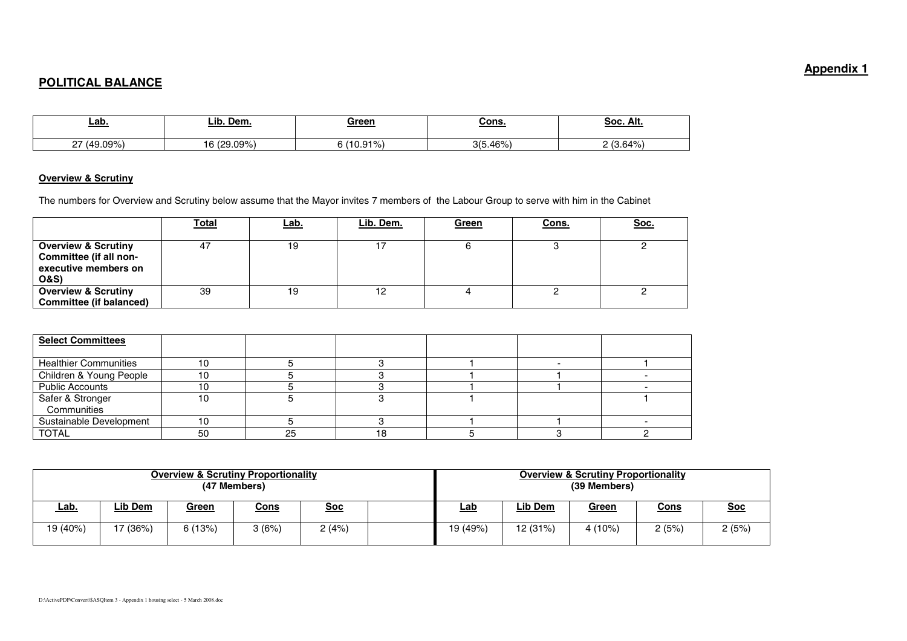**Appendix 1**

## POLITICAL BALANCE

| Lab. | Lib. Dem. | Green | Cons. | Soc. Alt. |
|---|---|---|---|---|
| 27 (49.09%) | 16 (29.09%) | 6 (10.91%) | 3(5.46%) | 2 (3.64%) |

### Overview & Scrutiny

The numbers for Overview and Scrutiny below assume that the Mayor invites 7 members of the Labour Group to serve with him in the Cabinet

| | Total | Lab. | Lib. Dem. | Green | Cons. | Soc. |
|---|---|---|---|---|---|---|
| **Overview & Scrutiny Committee (if all non-executive members on O&S)** | 47 | 19 | 17 | 6 | 3 | 2 |
| **Overview & Scrutiny Committee (if balanced)** | 39 | 19 | 12 | 4 | 2 | 2 |

| Select Committees | | | | | | |
|---|---|---|---|---|---|---|
| Healthier Communities | 10 | 5 | 3 | 1 | - | 1 |
| Children & Young People | 10 | 5 | 3 | 1 | 1 | - |
| Public Accounts | 10 | 5 | 3 | 1 | 1 | - |
| Safer & Stronger Communities | 10 | 5 | 3 | 1 | | 1 |
| Sustainable Development | 10 | 5 | 3 | 1 | 1 | - |
| TOTAL | 50 | 25 | 18 | 5 | 3 | 2 |

| Overview & Scrutiny Proportionality (47 Members) | | | | | | Overview & Scrutiny Proportionality (39 Members) | | | | |
|---|---|---|---|---|---|---|---|---|---|---|
| Lab. | Lib Dem | Green | Cons | Soc | | Lab | Lib Dem | Green | Cons | Soc |
| 19 (40%) | 17 (36%) | 6 (13%) | 3 (6%) | 2 (4%) | | 19 (49%) | 12 (31%) | 4 (10%) | 2 (5%) | 2 (5%) |

D:\ActivePDF\Convert\$ASQItem 3 - Appendix 1 housing select - 5 March 2008.doc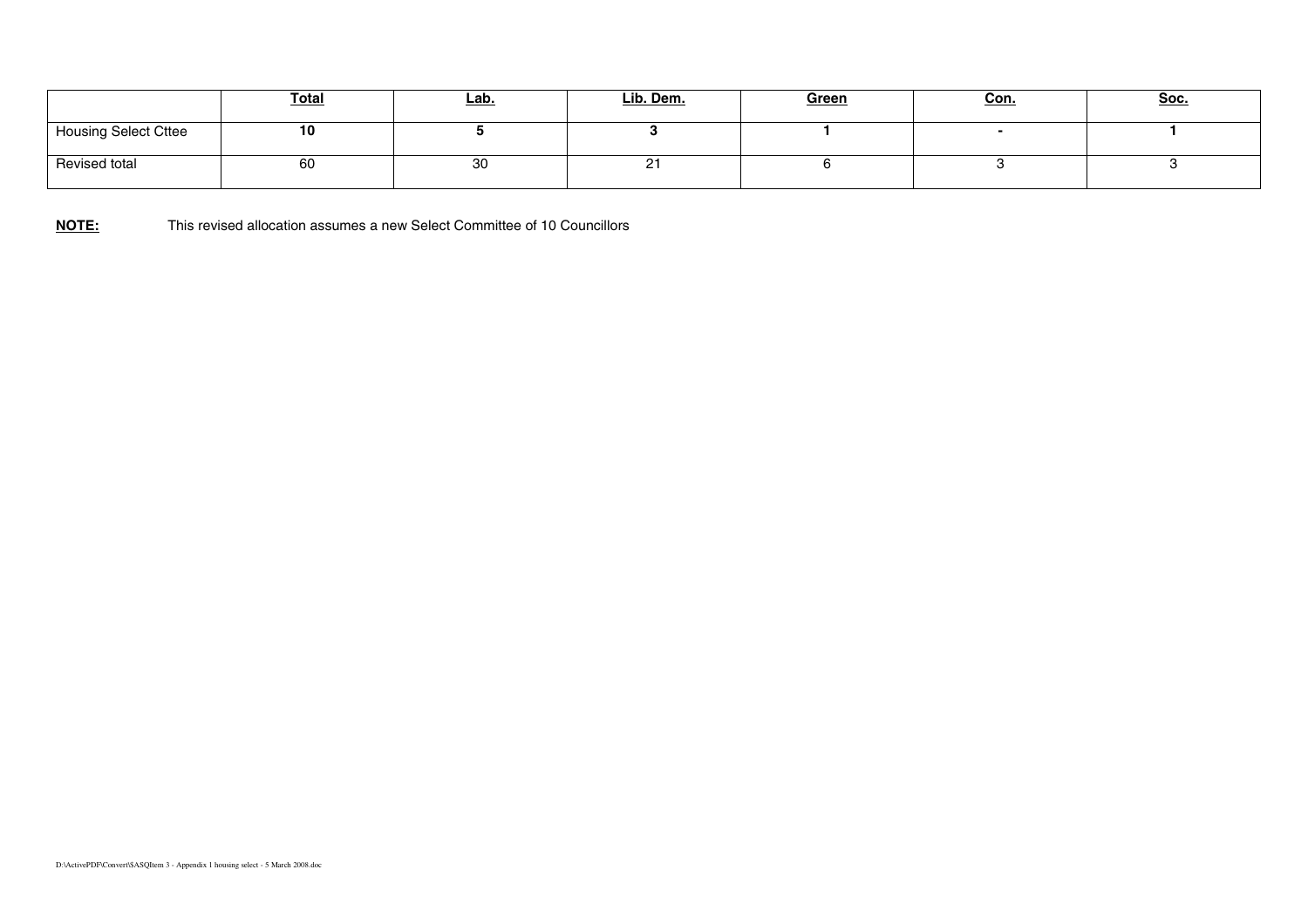| | **Total** | **Lab.** | **Lib. Dem.** | **Green** | **Con.** | **Soc.** |
|---|---|---|---|---|---|---|
| Housing Select Cttee | **10** | **5** | **3** | **1** | **-** | **1** |
| Revised total | 60 | 30 | 21 | 6 | 3 | 3 |

**NOTE:** This revised allocation assumes a new Select Committee of 10 Councillors